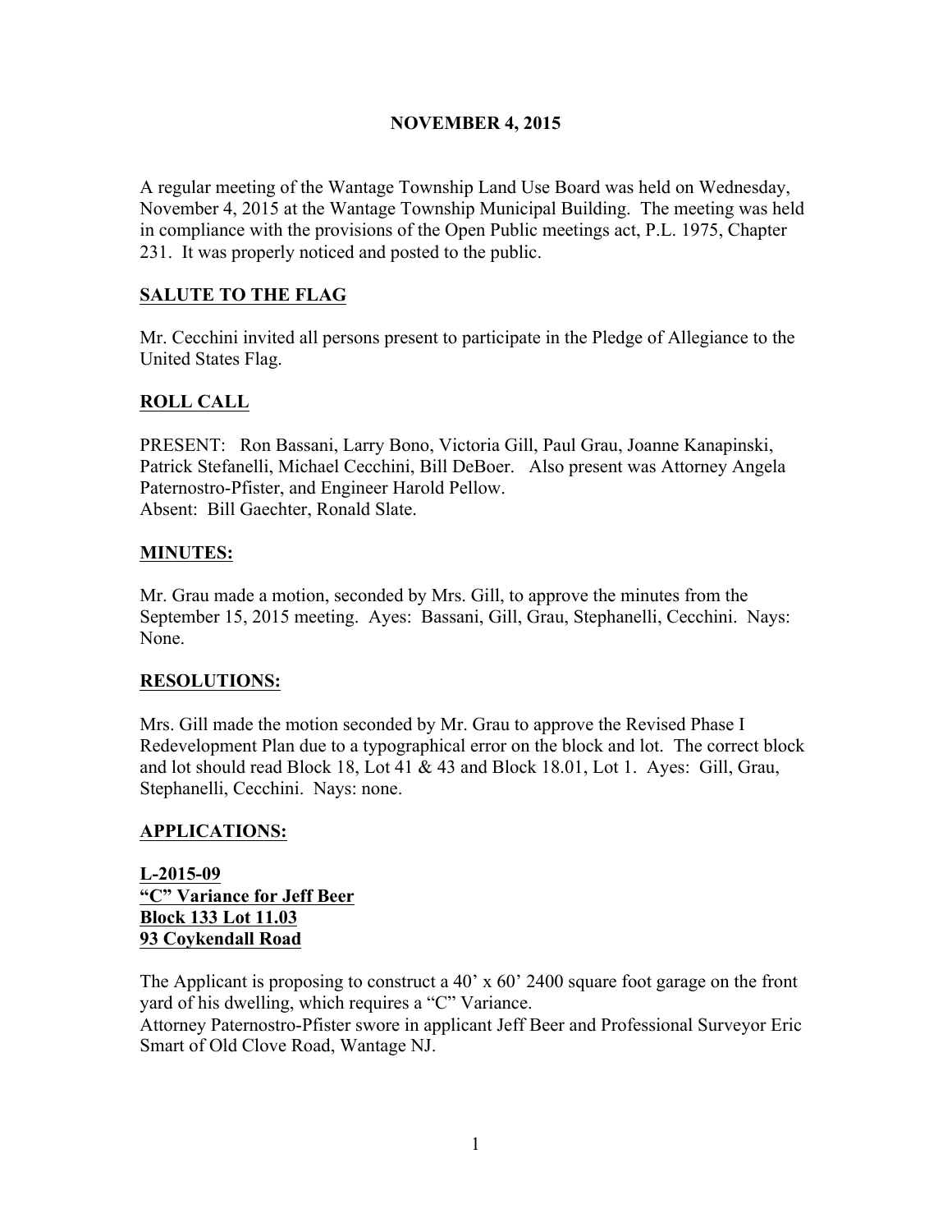# NOVEMBER 4, 2015

A regular meeting of the Wantage Township Land Use Board was held on Wednesday, November 4, 2015 at the Wantage Township Municipal Building. The meeting was held in compliance with the provisions of the Open Public meetings act, P.L. 1975, Chapter 231. It was properly noticed and posted to the public.

## SALUTE TO THE FLAG

Mr. Cecchini invited all persons present to participate in the Pledge of Allegiance to the United States Flag.

## ROLL CALL

PRESENT: Ron Bassani, Larry Bono, Victoria Gill, Paul Grau, Joanne Kanapinski, Patrick Stefanelli, Michael Cecchini, Bill DeBoer. Also present was Attorney Angela Paternostro-Pfister, and Engineer Harold Pellow.
Absent: Bill Gaechter, Ronald Slate.

## MINUTES:

Mr. Grau made a motion, seconded by Mrs. Gill, to approve the minutes from the September 15, 2015 meeting. Ayes: Bassani, Gill, Grau, Stephanelli, Cecchini. Nays: None.

## RESOLUTIONS:

Mrs. Gill made the motion seconded by Mr. Grau to approve the Revised Phase I Redevelopment Plan due to a typographical error on the block and lot. The correct block and lot should read Block 18, Lot 41 & 43 and Block 18.01, Lot 1. Ayes: Gill, Grau, Stephanelli, Cecchini. Nays: none.

## APPLICATIONS:

**L-2015-09**
**"C" Variance for Jeff Beer**
**Block 133 Lot 11.03**
**93 Coykendall Road**

The Applicant is proposing to construct a 40' x 60' 2400 square foot garage on the front yard of his dwelling, which requires a "C" Variance.
Attorney Paternostro-Pfister swore in applicant Jeff Beer and Professional Surveyor Eric Smart of Old Clove Road, Wantage NJ.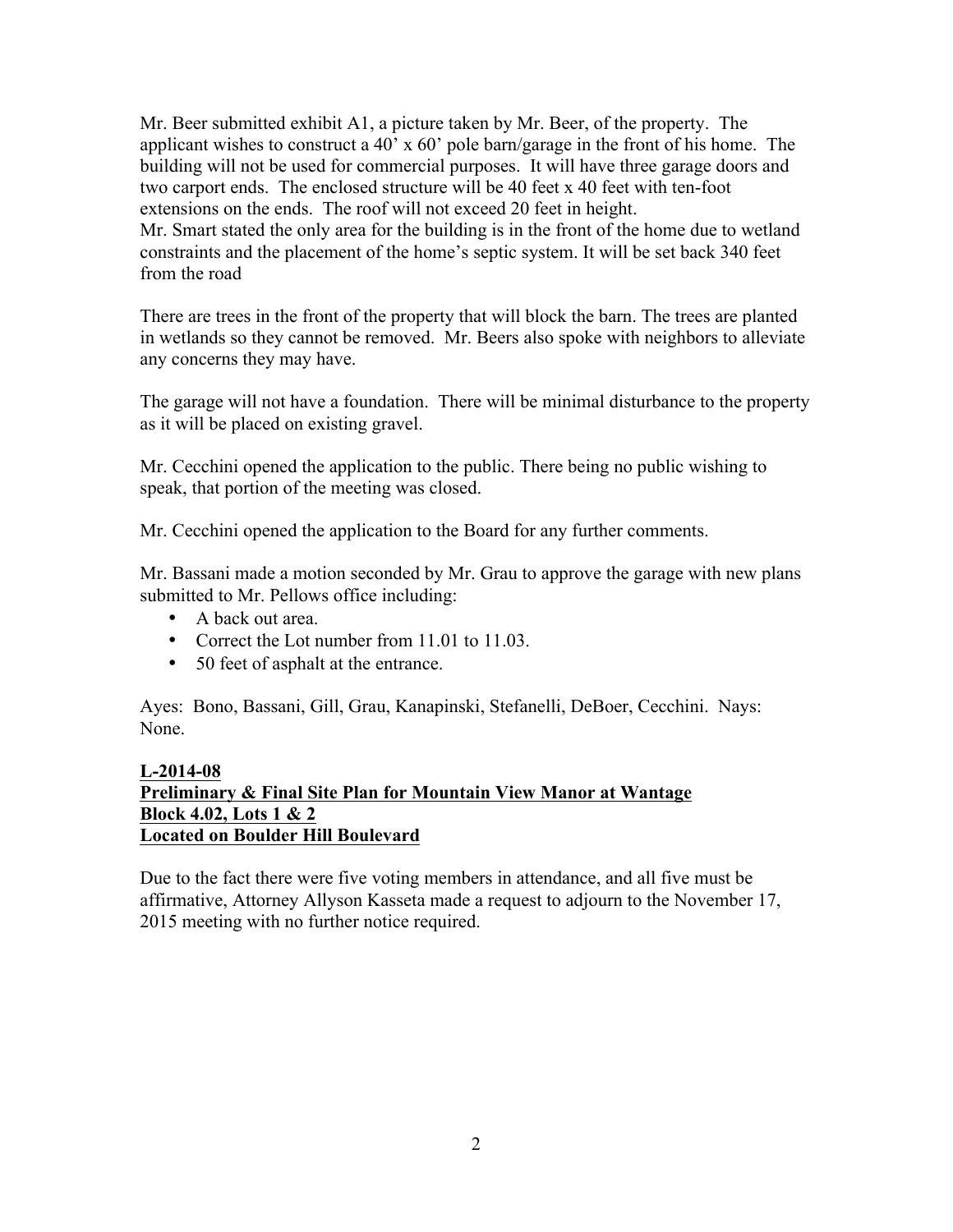Mr. Beer submitted exhibit A1, a picture taken by Mr. Beer, of the property. The applicant wishes to construct a 40' x 60' pole barn/garage in the front of his home. The building will not be used for commercial purposes. It will have three garage doors and two carport ends. The enclosed structure will be 40 feet x 40 feet with ten-foot extensions on the ends. The roof will not exceed 20 feet in height.
Mr. Smart stated the only area for the building is in the front of the home due to wetland constraints and the placement of the home's septic system. It will be set back 340 feet from the road

There are trees in the front of the property that will block the barn. The trees are planted in wetlands so they cannot be removed. Mr. Beers also spoke with neighbors to alleviate any concerns they may have.

The garage will not have a foundation. There will be minimal disturbance to the property as it will be placed on existing gravel.

Mr. Cecchini opened the application to the public. There being no public wishing to speak, that portion of the meeting was closed.

Mr. Cecchini opened the application to the Board for any further comments.

Mr. Bassani made a motion seconded by Mr. Grau to approve the garage with new plans submitted to Mr. Pellows office including:

- A back out area.
- Correct the Lot number from 11.01 to 11.03.
- 50 feet of asphalt at the entrance.

Ayes: Bono, Bassani, Gill, Grau, Kanapinski, Stefanelli, DeBoer, Cecchini. Nays: None.

**L-2014-08**
**Preliminary & Final Site Plan for Mountain View Manor at Wantage**
**Block 4.02, Lots 1 & 2**
**Located on Boulder Hill Boulevard**

Due to the fact there were five voting members in attendance, and all five must be affirmative, Attorney Allyson Kasseta made a request to adjourn to the November 17, 2015 meeting with no further notice required.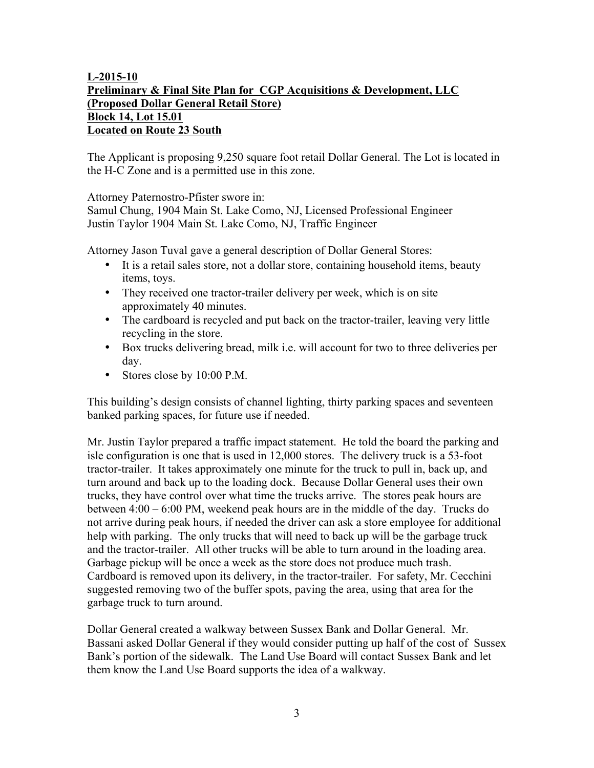**L-2015-10**
**Preliminary & Final Site Plan for CGP Acquisitions & Development, LLC**
**(Proposed Dollar General Retail Store)**
**Block 14, Lot 15.01**
**Located on Route 23 South**

The Applicant is proposing 9,250 square foot retail Dollar General. The Lot is located in the H-C Zone and is a permitted use in this zone.

Attorney Paternostro-Pfister swore in:
Samul Chung, 1904 Main St. Lake Como, NJ, Licensed Professional Engineer
Justin Taylor 1904 Main St. Lake Como, NJ, Traffic Engineer

Attorney Jason Tuval gave a general description of Dollar General Stores:

- It is a retail sales store, not a dollar store, containing household items, beauty items, toys.
- They received one tractor-trailer delivery per week, which is on site approximately 40 minutes.
- The cardboard is recycled and put back on the tractor-trailer, leaving very little recycling in the store.
- Box trucks delivering bread, milk i.e. will account for two to three deliveries per day.
- Stores close by 10:00 P.M.

This building's design consists of channel lighting, thirty parking spaces and seventeen banked parking spaces, for future use if needed.

Mr. Justin Taylor prepared a traffic impact statement. He told the board the parking and isle configuration is one that is used in 12,000 stores. The delivery truck is a 53-foot tractor-trailer. It takes approximately one minute for the truck to pull in, back up, and turn around and back up to the loading dock. Because Dollar General uses their own trucks, they have control over what time the trucks arrive. The stores peak hours are between 4:00 – 6:00 PM, weekend peak hours are in the middle of the day. Trucks do not arrive during peak hours, if needed the driver can ask a store employee for additional help with parking. The only trucks that will need to back up will be the garbage truck and the tractor-trailer. All other trucks will be able to turn around in the loading area. Garbage pickup will be once a week as the store does not produce much trash. Cardboard is removed upon its delivery, in the tractor-trailer. For safety, Mr. Cecchini suggested removing two of the buffer spots, paving the area, using that area for the garbage truck to turn around.

Dollar General created a walkway between Sussex Bank and Dollar General. Mr. Bassani asked Dollar General if they would consider putting up half of the cost of Sussex Bank's portion of the sidewalk. The Land Use Board will contact Sussex Bank and let them know the Land Use Board supports the idea of a walkway.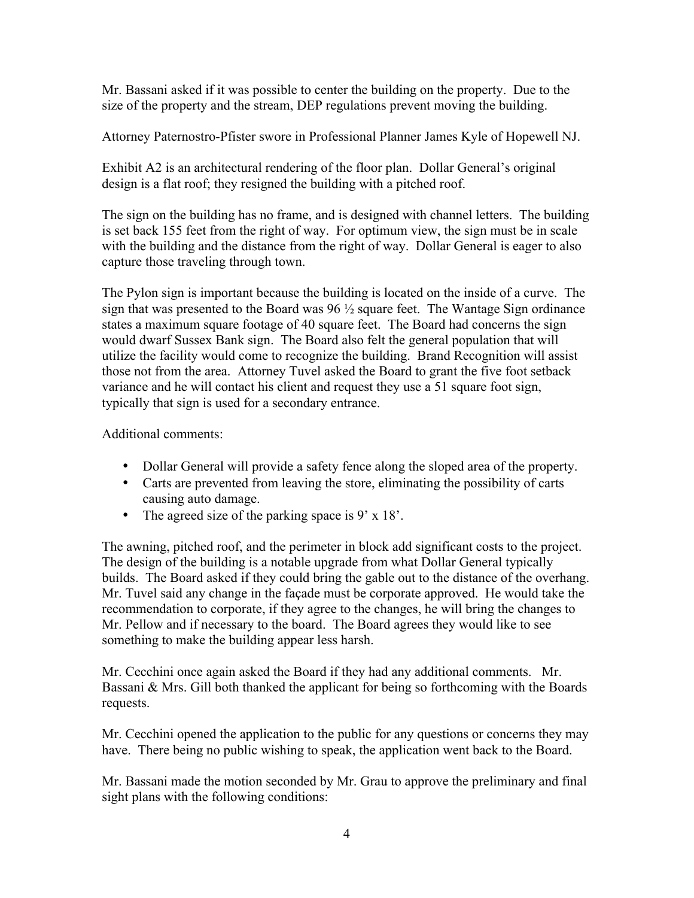Mr. Bassani asked if it was possible to center the building on the property. Due to the size of the property and the stream, DEP regulations prevent moving the building.

Attorney Paternostro-Pfister swore in Professional Planner James Kyle of Hopewell NJ.

Exhibit A2 is an architectural rendering of the floor plan. Dollar General's original design is a flat roof; they resigned the building with a pitched roof.

The sign on the building has no frame, and is designed with channel letters. The building is set back 155 feet from the right of way. For optimum view, the sign must be in scale with the building and the distance from the right of way. Dollar General is eager to also capture those traveling through town.

The Pylon sign is important because the building is located on the inside of a curve. The sign that was presented to the Board was 96 ½ square feet. The Wantage Sign ordinance states a maximum square footage of 40 square feet. The Board had concerns the sign would dwarf Sussex Bank sign. The Board also felt the general population that will utilize the facility would come to recognize the building. Brand Recognition will assist those not from the area. Attorney Tuvel asked the Board to grant the five foot setback variance and he will contact his client and request they use a 51 square foot sign, typically that sign is used for a secondary entrance.

Additional comments:

- Dollar General will provide a safety fence along the sloped area of the property.
- Carts are prevented from leaving the store, eliminating the possibility of carts causing auto damage.
- The agreed size of the parking space is 9' x 18'.

The awning, pitched roof, and the perimeter in block add significant costs to the project. The design of the building is a notable upgrade from what Dollar General typically builds. The Board asked if they could bring the gable out to the distance of the overhang. Mr. Tuvel said any change in the façade must be corporate approved. He would take the recommendation to corporate, if they agree to the changes, he will bring the changes to Mr. Pellow and if necessary to the board. The Board agrees they would like to see something to make the building appear less harsh.

Mr. Cecchini once again asked the Board if they had any additional comments. Mr. Bassani & Mrs. Gill both thanked the applicant for being so forthcoming with the Boards requests.

Mr. Cecchini opened the application to the public for any questions or concerns they may have. There being no public wishing to speak, the application went back to the Board.

Mr. Bassani made the motion seconded by Mr. Grau to approve the preliminary and final sight plans with the following conditions: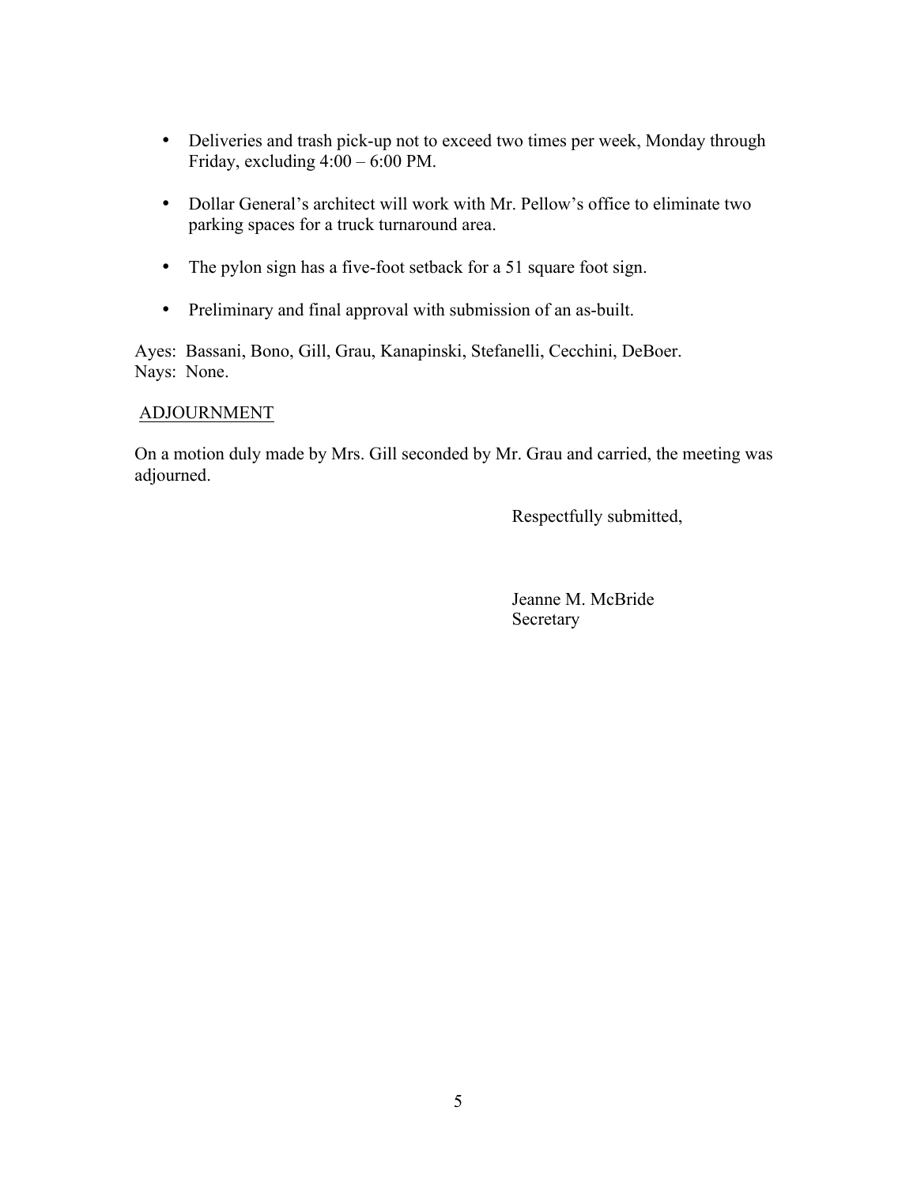- Deliveries and trash pick-up not to exceed two times per week, Monday through Friday, excluding 4:00 – 6:00 PM.

- Dollar General's architect will work with Mr. Pellow's office to eliminate two parking spaces for a truck turnaround area.

- The pylon sign has a five-foot setback for a 51 square foot sign.

- Preliminary and final approval with submission of an as-built.

Ayes: Bassani, Bono, Gill, Grau, Kanapinski, Stefanelli, Cecchini, DeBoer.
Nays: None.

ADJOURNMENT

On a motion duly made by Mrs. Gill seconded by Mr. Grau and carried, the meeting was adjourned.

Respectfully submitted,

Jeanne M. McBride
Secretary